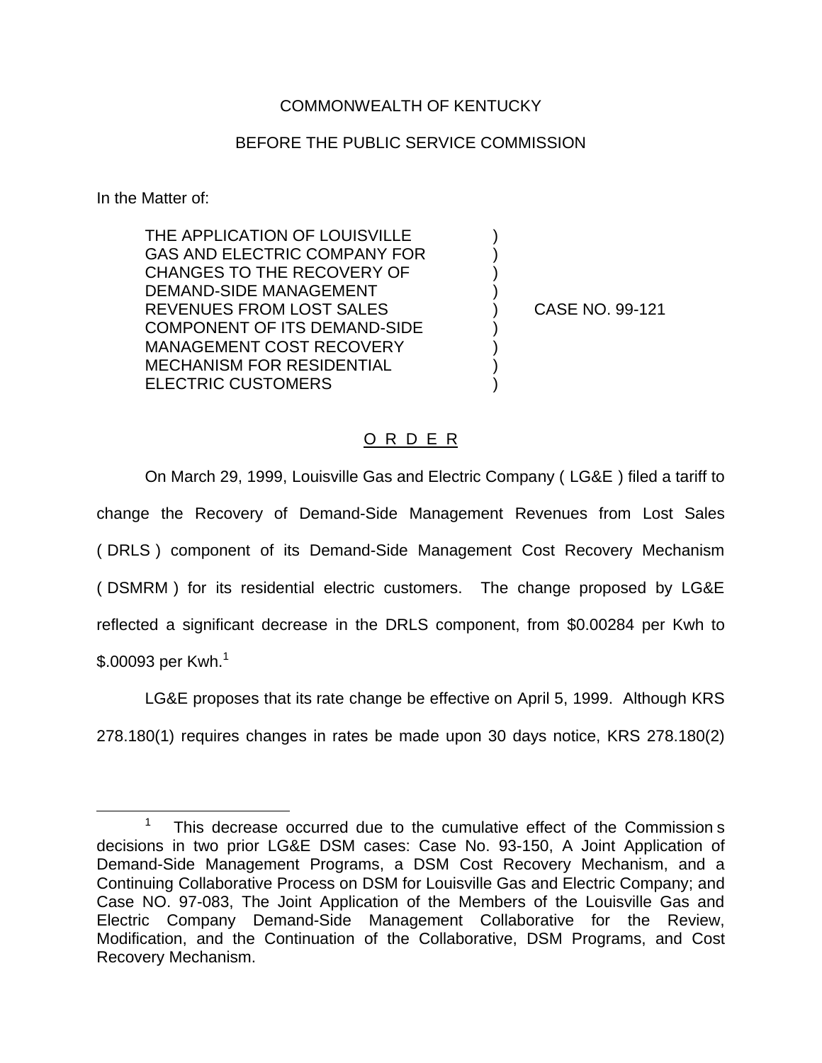COMMONWEALTH OF KENTUCKY

BEFORE THE PUBLIC SERVICE COMMISSION

In the Matter of:

THE APPLICATION OF LOUISVILLE GAS AND ELECTRIC COMPANY FOR CHANGES TO THE RECOVERY OF DEMAND-SIDE MANAGEMENT REVENUES FROM LOST SALES COMPONENT OF ITS DEMAND-SIDE MANAGEMENT COST RECOVERY MECHANISM FOR RESIDENTIAL ELECTRIC CUSTOMERS ) CASE NO. 99-121

O R D E R

On March 29, 1999, Louisville Gas and Electric Company ( LG&E ) filed a tariff to change the Recovery of Demand-Side Management Revenues from Lost Sales ( DRLS ) component of its Demand-Side Management Cost Recovery Mechanism ( DSMRM ) for its residential electric customers. The change proposed by LG&E reflected a significant decrease in the DRLS component, from $0.00284 per Kwh to $.00093 per Kwh.[1]

LG&E proposes that its rate change be effective on April 5, 1999. Although KRS 278.180(1) requires changes in rates be made upon 30 days notice, KRS 278.180(2)

[1] This decrease occurred due to the cumulative effect of the Commission s decisions in two prior LG&E DSM cases: Case No. 93-150, A Joint Application of Demand-Side Management Programs, a DSM Cost Recovery Mechanism, and a Continuing Collaborative Process on DSM for Louisville Gas and Electric Company; and Case NO. 97-083, The Joint Application of the Members of the Louisville Gas and Electric Company Demand-Side Management Collaborative for the Review, Modification, and the Continuation of the Collaborative, DSM Programs, and Cost Recovery Mechanism.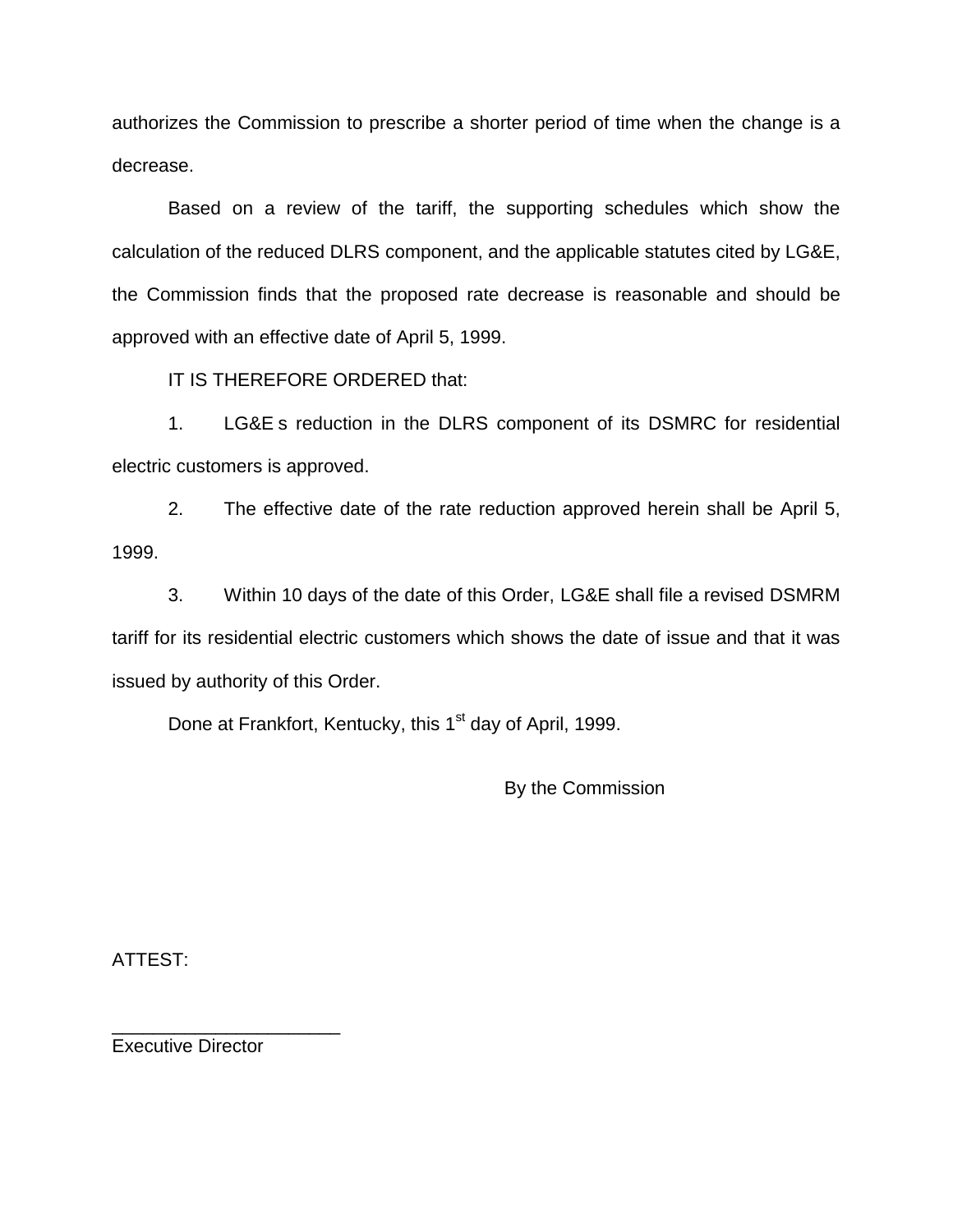authorizes the Commission to prescribe a shorter period of time when the change is a decrease.

Based on a review of the tariff, the supporting schedules which show the calculation of the reduced DLRS component, and the applicable statutes cited by LG&E, the Commission finds that the proposed rate decrease is reasonable and should be approved with an effective date of April 5, 1999.

IT IS THEREFORE ORDERED that:

1. LG&E s reduction in the DLRS component of its DSMRC for residential electric customers is approved.

2. The effective date of the rate reduction approved herein shall be April 5, 1999.

3. Within 10 days of the date of this Order, LG&E shall file a revised DSMRM tariff for its residential electric customers which shows the date of issue and that it was issued by authority of this Order.

Done at Frankfort, Kentucky, this 1st day of April, 1999.

By the Commission

ATTEST:

______________________
Executive Director